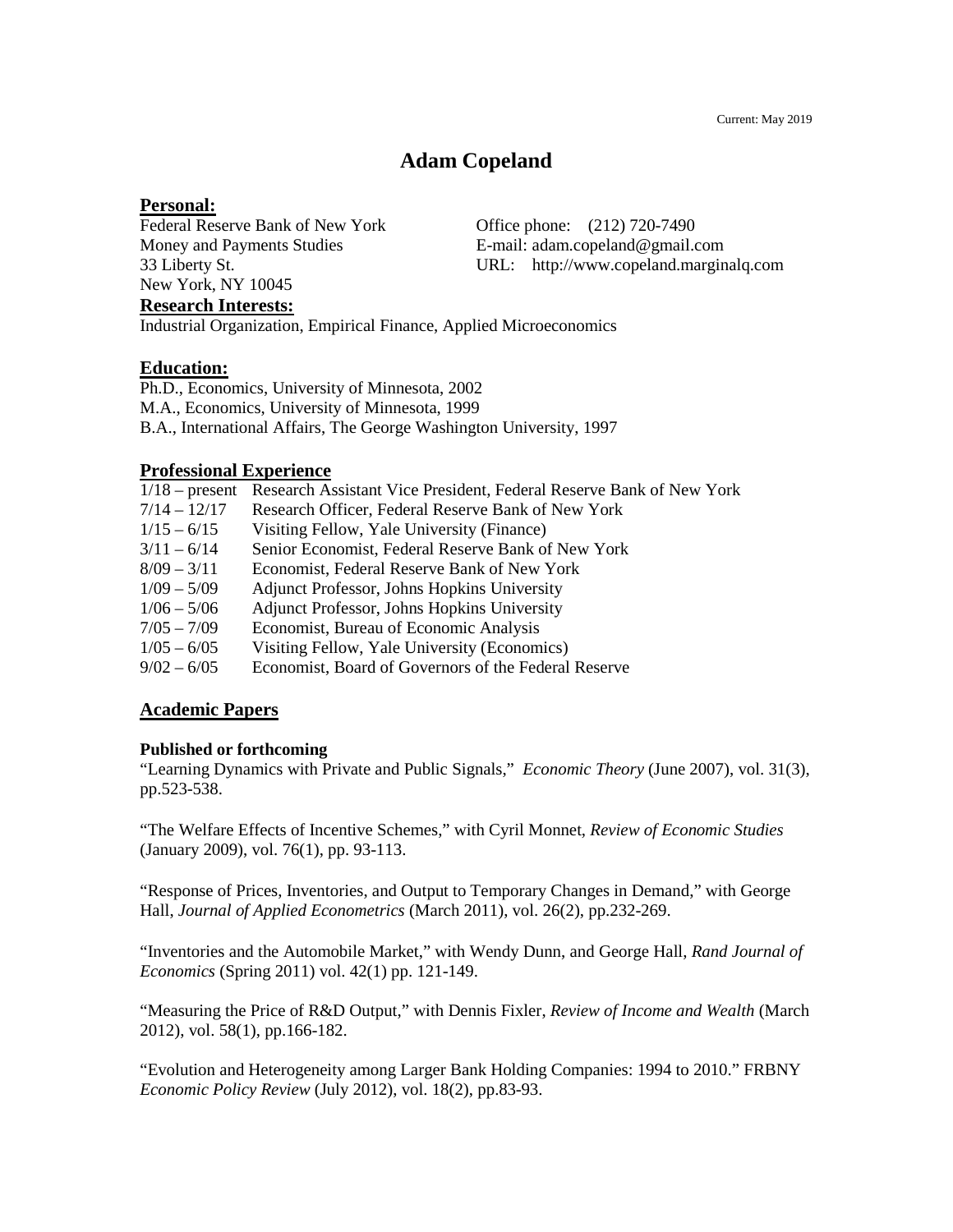Current: May 2019

# Adam Copeland

## Personal:

Federal Reserve Bank of New York
Money and Payments Studies
33 Liberty St.
New York, NY 10045

Office phone: (212) 720-7490
E-mail: adam.copeland@gmail.com
URL: http://www.copeland.marginalq.com

## Research Interests:

Industrial Organization, Empirical Finance, Applied Microeconomics

## Education:

Ph.D., Economics, University of Minnesota, 2002
M.A., Economics, University of Minnesota, 1999
B.A., International Affairs, The George Washington University, 1997

## Professional Experience

| | |
|---|---|
| 1/18 – present | Research Assistant Vice President, Federal Reserve Bank of New York |
| 7/14 – 12/17 | Research Officer, Federal Reserve Bank of New York |
| 1/15 – 6/15 | Visiting Fellow, Yale University (Finance) |
| 3/11 – 6/14 | Senior Economist, Federal Reserve Bank of New York |
| 8/09 – 3/11 | Economist, Federal Reserve Bank of New York |
| 1/09 – 5/09 | Adjunct Professor, Johns Hopkins University |
| 1/06 – 5/06 | Adjunct Professor, Johns Hopkins University |
| 7/05 – 7/09 | Economist, Bureau of Economic Analysis |
| 1/05 – 6/05 | Visiting Fellow, Yale University (Economics) |
| 9/02 – 6/05 | Economist, Board of Governors of the Federal Reserve |

## Academic Papers

### Published or forthcoming

"Learning Dynamics with Private and Public Signals," *Economic Theory* (June 2007), vol. 31(3), pp.523-538.

"The Welfare Effects of Incentive Schemes," with Cyril Monnet, *Review of Economic Studies* (January 2009), vol. 76(1), pp. 93-113.

"Response of Prices, Inventories, and Output to Temporary Changes in Demand," with George Hall, *Journal of Applied Econometrics* (March 2011), vol. 26(2), pp.232-269.

"Inventories and the Automobile Market," with Wendy Dunn, and George Hall, *Rand Journal of Economics* (Spring 2011) vol. 42(1) pp. 121-149.

"Measuring the Price of R&D Output," with Dennis Fixler, *Review of Income and Wealth* (March 2012), vol. 58(1), pp.166-182.

"Evolution and Heterogeneity among Larger Bank Holding Companies: 1994 to 2010." FRBNY *Economic Policy Review* (July 2012), vol. 18(2), pp.83-93.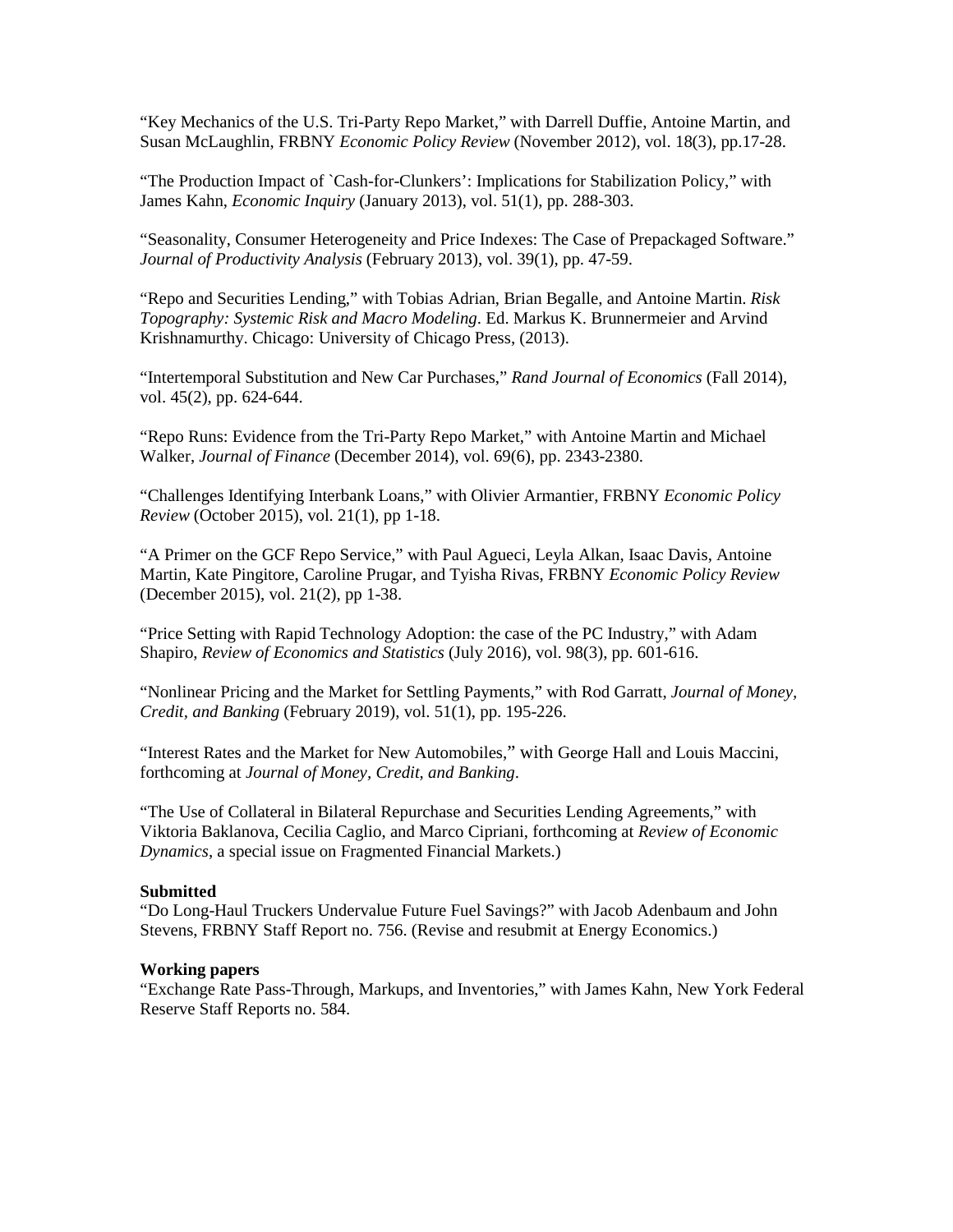"Key Mechanics of the U.S. Tri-Party Repo Market," with Darrell Duffie, Antoine Martin, and Susan McLaughlin, FRBNY *Economic Policy Review* (November 2012), vol. 18(3), pp.17-28.

"The Production Impact of `Cash-for-Clunkers': Implications for Stabilization Policy," with James Kahn, *Economic Inquiry* (January 2013), vol. 51(1), pp. 288-303.

"Seasonality, Consumer Heterogeneity and Price Indexes: The Case of Prepackaged Software." *Journal of Productivity Analysis* (February 2013), vol. 39(1), pp. 47-59.

"Repo and Securities Lending," with Tobias Adrian, Brian Begalle, and Antoine Martin. *Risk Topography: Systemic Risk and Macro Modeling*. Ed. Markus K. Brunnermeier and Arvind Krishnamurthy. Chicago: University of Chicago Press, (2013).

"Intertemporal Substitution and New Car Purchases," *Rand Journal of Economics* (Fall 2014), vol. 45(2), pp. 624-644.

"Repo Runs: Evidence from the Tri-Party Repo Market," with Antoine Martin and Michael Walker, *Journal of Finance* (December 2014), vol. 69(6), pp. 2343-2380.

"Challenges Identifying Interbank Loans," with Olivier Armantier, FRBNY *Economic Policy Review* (October 2015), vol. 21(1), pp 1-18.

"A Primer on the GCF Repo Service," with Paul Agueci, Leyla Alkan, Isaac Davis, Antoine Martin, Kate Pingitore, Caroline Prugar, and Tyisha Rivas, FRBNY *Economic Policy Review* (December 2015), vol. 21(2), pp 1-38.

"Price Setting with Rapid Technology Adoption: the case of the PC Industry," with Adam Shapiro, *Review of Economics and Statistics* (July 2016), vol. 98(3), pp. 601-616.

"Nonlinear Pricing and the Market for Settling Payments," with Rod Garratt, *Journal of Money, Credit, and Banking* (February 2019), vol. 51(1), pp. 195-226.

"Interest Rates and the Market for New Automobiles," with George Hall and Louis Maccini, forthcoming at *Journal of Money, Credit, and Banking*.

"The Use of Collateral in Bilateral Repurchase and Securities Lending Agreements," with Viktoria Baklanova, Cecilia Caglio, and Marco Cipriani, forthcoming at *Review of Economic Dynamics*, a special issue on Fragmented Financial Markets.)

**Submitted**
"Do Long-Haul Truckers Undervalue Future Fuel Savings?" with Jacob Adenbaum and John Stevens, FRBNY Staff Report no. 756. (Revise and resubmit at Energy Economics.)

**Working papers**
"Exchange Rate Pass-Through, Markups, and Inventories," with James Kahn, New York Federal Reserve Staff Reports no. 584.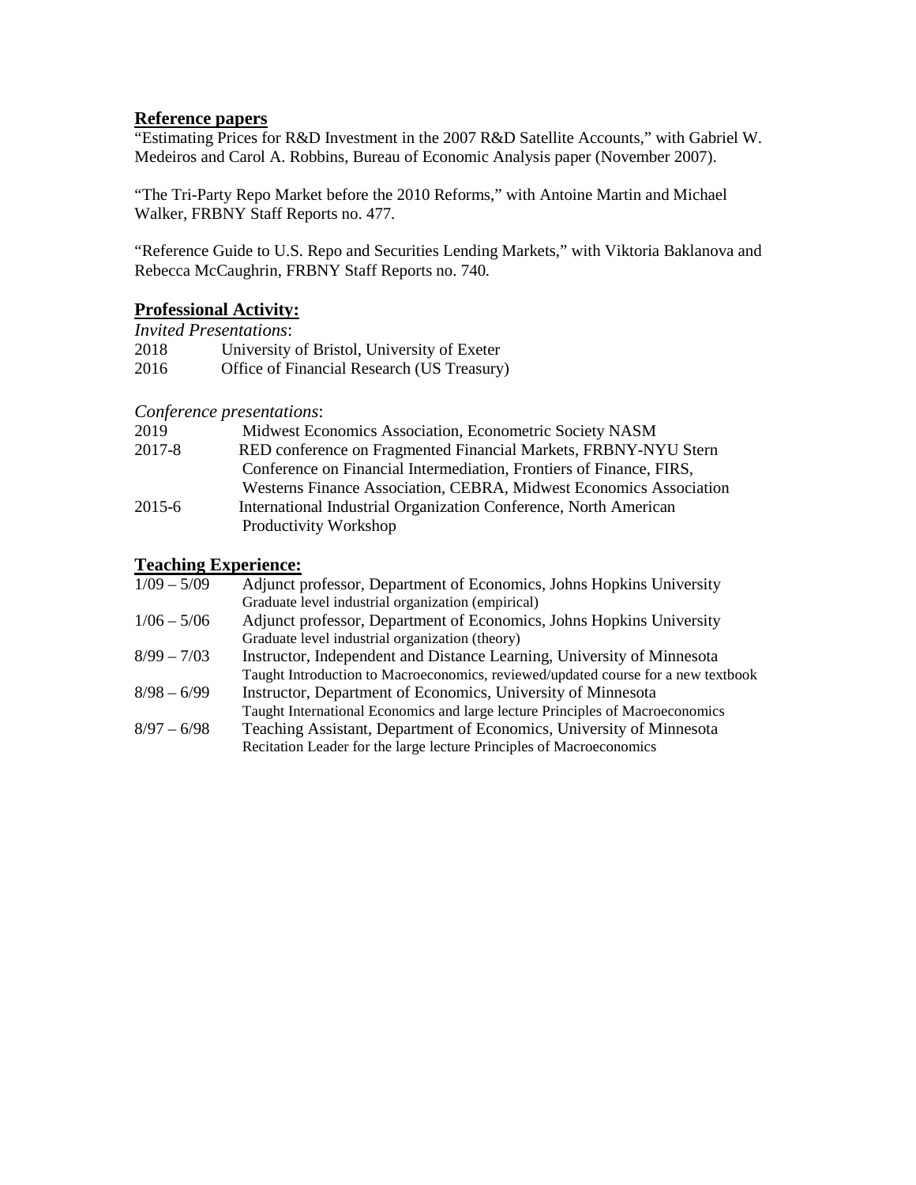## Reference papers

"Estimating Prices for R&D Investment in the 2007 R&D Satellite Accounts," with Gabriel W. Medeiros and Carol A. Robbins, Bureau of Economic Analysis paper (November 2007).

"The Tri-Party Repo Market before the 2010 Reforms," with Antoine Martin and Michael Walker, FRBNY Staff Reports no. 477.

"Reference Guide to U.S. Repo and Securities Lending Markets," with Viktoria Baklanova and Rebecca McCaughrin, FRBNY Staff Reports no. 740.

## Professional Activity:

*Invited Presentations*:

| | |
|---|---|
| 2018 | University of Bristol, University of Exeter |
| 2016 | Office of Financial Research (US Treasury) |

*Conference presentations*:

| | |
|---|---|
| 2019 | Midwest Economics Association, Econometric Society NASM |
| 2017-8 | RED conference on Fragmented Financial Markets, FRBNY-NYU Stern Conference on Financial Intermediation, Frontiers of Finance, FIRS, Westerns Finance Association, CEBRA, Midwest Economics Association |
| 2015-6 | International Industrial Organization Conference, North American Productivity Workshop |

## Teaching Experience:

| | |
|---|---|
| 1/09 – 5/09 | Adjunct professor, Department of Economics, Johns Hopkins University<br>Graduate level industrial organization (empirical) |
| 1/06 – 5/06 | Adjunct professor, Department of Economics, Johns Hopkins University<br>Graduate level industrial organization (theory) |
| 8/99 – 7/03 | Instructor, Independent and Distance Learning, University of Minnesota<br>Taught Introduction to Macroeconomics, reviewed/updated course for a new textbook |
| 8/98 – 6/99 | Instructor, Department of Economics, University of Minnesota<br>Taught International Economics and large lecture Principles of Macroeconomics |
| 8/97 – 6/98 | Teaching Assistant, Department of Economics, University of Minnesota<br>Recitation Leader for the large lecture Principles of Macroeconomics |